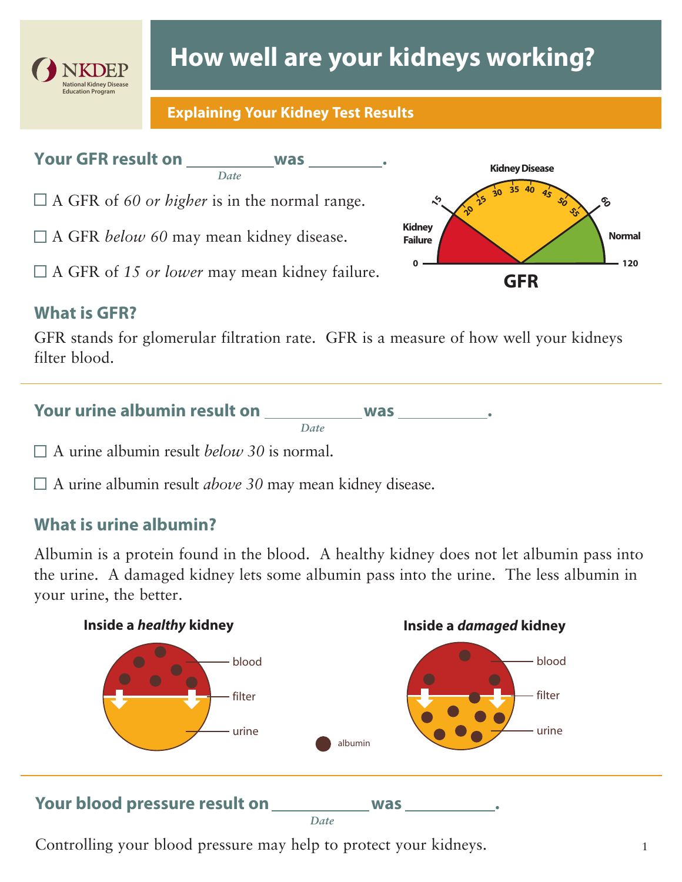NKDEP National Kidney Disease Education Program

# How well are your kidneys working?

## Explaining Your Kidney Test Results

### Your GFR result on __________ was ________.
*Date*

☐ A GFR of *60 or higher* is in the normal range.

☐ A GFR *below 60* may mean kidney disease.

☐ A GFR of *15 or lower* may mean kidney failure.

### What is GFR?

GFR stands for glomerular filtration rate. GFR is a measure of how well your kidneys filter blood.

### Your urine albumin result on ___________ was __________.
*Date*

☐ A urine albumin result *below 30* is normal.

☐ A urine albumin result *above 30* may mean kidney disease.

### What is urine albumin?

Albumin is a protein found in the blood. A healthy kidney does not let albumin pass into the urine. A damaged kidney lets some albumin pass into the urine. The less albumin in your urine, the better.

**Inside a *healthy* kidney**

**Inside a *damaged* kidney**

### Your blood pressure result on ___________ was __________.
*Date*

Controlling your blood pressure may help to protect your kidneys.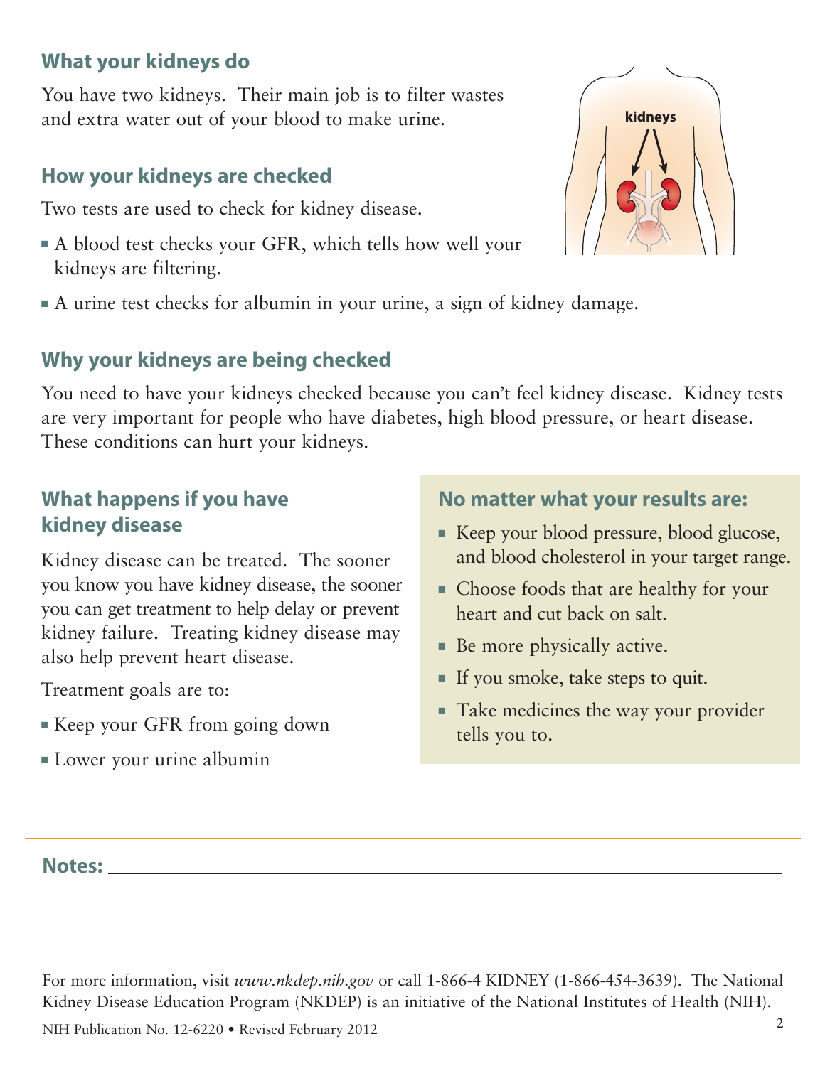## What your kidneys do

You have two kidneys. Their main job is to filter wastes and extra water out of your blood to make urine.

kidneys

## How your kidneys are checked

Two tests are used to check for kidney disease.

- A blood test checks your GFR, which tells how well your kidneys are filtering.
- A urine test checks for albumin in your urine, a sign of kidney damage.

## Why your kidneys are being checked

You need to have your kidneys checked because you can't feel kidney disease. Kidney tests are very important for people who have diabetes, high blood pressure, or heart disease. These conditions can hurt your kidneys.

## What happens if you have kidney disease

Kidney disease can be treated. The sooner you know you have kidney disease, the sooner you can get treatment to help delay or prevent kidney failure. Treating kidney disease may also help prevent heart disease.

Treatment goals are to:

- Keep your GFR from going down
- Lower your urine albumin

## No matter what your results are:

- Keep your blood pressure, blood glucose, and blood cholesterol in your target range.
- Choose foods that are healthy for your heart and cut back on salt.
- Be more physically active.
- If you smoke, take steps to quit.
- Take medicines the way your provider tells you to.

**Notes:** ______________________________

______________________________

______________________________

______________________________

For more information, visit *www.nkdep.nih.gov* or call 1-866-4 KIDNEY (1-866-454-3639). The National Kidney Disease Education Program (NKDEP) is an initiative of the National Institutes of Health (NIH).

NIH Publication No. 12-6220 • Revised February 2012